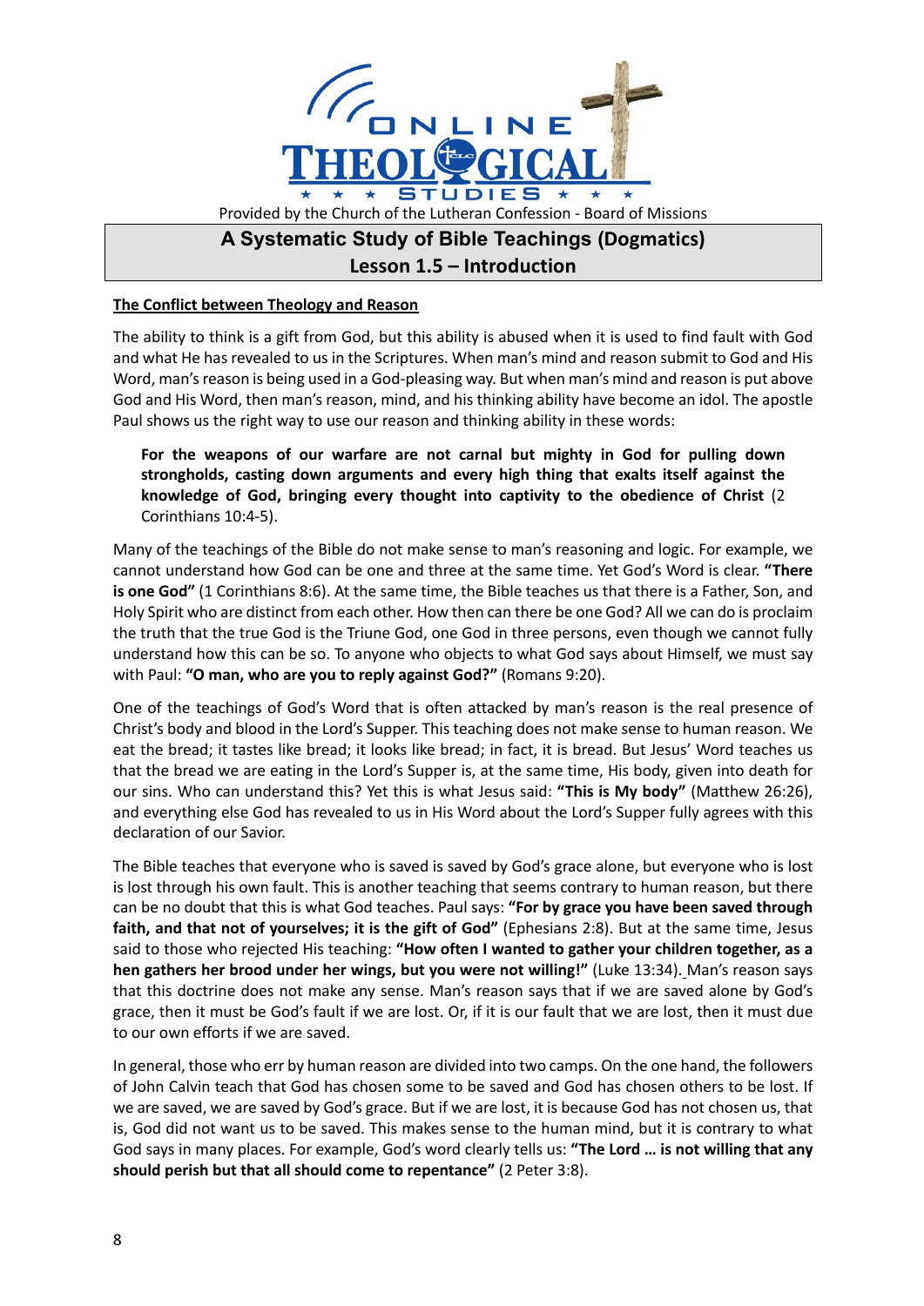Provided by the Church of the Lutheran Confession - Board of Missions

# A Systematic Study of Bible Teachings (Dogmatics)
## Lesson 1.5 – Introduction

### The Conflict between Theology and Reason

The ability to think is a gift from God, but this ability is abused when it is used to find fault with God and what He has revealed to us in the Scriptures. When man's mind and reason submit to God and His Word, man's reason is being used in a God-pleasing way. But when man's mind and reason is put above God and His Word, then man's reason, mind, and his thinking ability have become an idol. The apostle Paul shows us the right way to use our reason and thinking ability in these words:

> **For the weapons of our warfare are not carnal but mighty in God for pulling down strongholds, casting down arguments and every high thing that exalts itself against the knowledge of God, bringing every thought into captivity to the obedience of Christ** (2 Corinthians 10:4-5).

Many of the teachings of the Bible do not make sense to man's reasoning and logic. For example, we cannot understand how God can be one and three at the same time. Yet God's Word is clear. **"There is one God"** (1 Corinthians 8:6). At the same time, the Bible teaches us that there is a Father, Son, and Holy Spirit who are distinct from each other. How then can there be one God? All we can do is proclaim the truth that the true God is the Triune God, one God in three persons, even though we cannot fully understand how this can be so. To anyone who objects to what God says about Himself, we must say with Paul: **"O man, who are you to reply against God?"** (Romans 9:20).

One of the teachings of God's Word that is often attacked by man's reason is the real presence of Christ's body and blood in the Lord's Supper. This teaching does not make sense to human reason. We eat the bread; it tastes like bread; it looks like bread; in fact, it is bread. But Jesus' Word teaches us that the bread we are eating in the Lord's Supper is, at the same time, His body, given into death for our sins. Who can understand this? Yet this is what Jesus said: **"This is My body"** (Matthew 26:26), and everything else God has revealed to us in His Word about the Lord's Supper fully agrees with this declaration of our Savior.

The Bible teaches that everyone who is saved is saved by God's grace alone, but everyone who is lost is lost through his own fault. This is another teaching that seems contrary to human reason, but there can be no doubt that this is what God teaches. Paul says: **"For by grace you have been saved through faith, and that not of yourselves; it is the gift of God"** (Ephesians 2:8). But at the same time, Jesus said to those who rejected His teaching: **"How often I wanted to gather your children together, as a hen gathers her brood under her wings, but you were not willing!"** (Luke 13:34). Man's reason says that this doctrine does not make any sense. Man's reason says that if we are saved alone by God's grace, then it must be God's fault if we are lost. Or, if it is our fault that we are lost, then it must due to our own efforts if we are saved.

In general, those who err by human reason are divided into two camps. On the one hand, the followers of John Calvin teach that God has chosen some to be saved and God has chosen others to be lost. If we are saved, we are saved by God's grace. But if we are lost, it is because God has not chosen us, that is, God did not want us to be saved. This makes sense to the human mind, but it is contrary to what God says in many places. For example, God's word clearly tells us: **"The Lord … is not willing that any should perish but that all should come to repentance"** (2 Peter 3:8).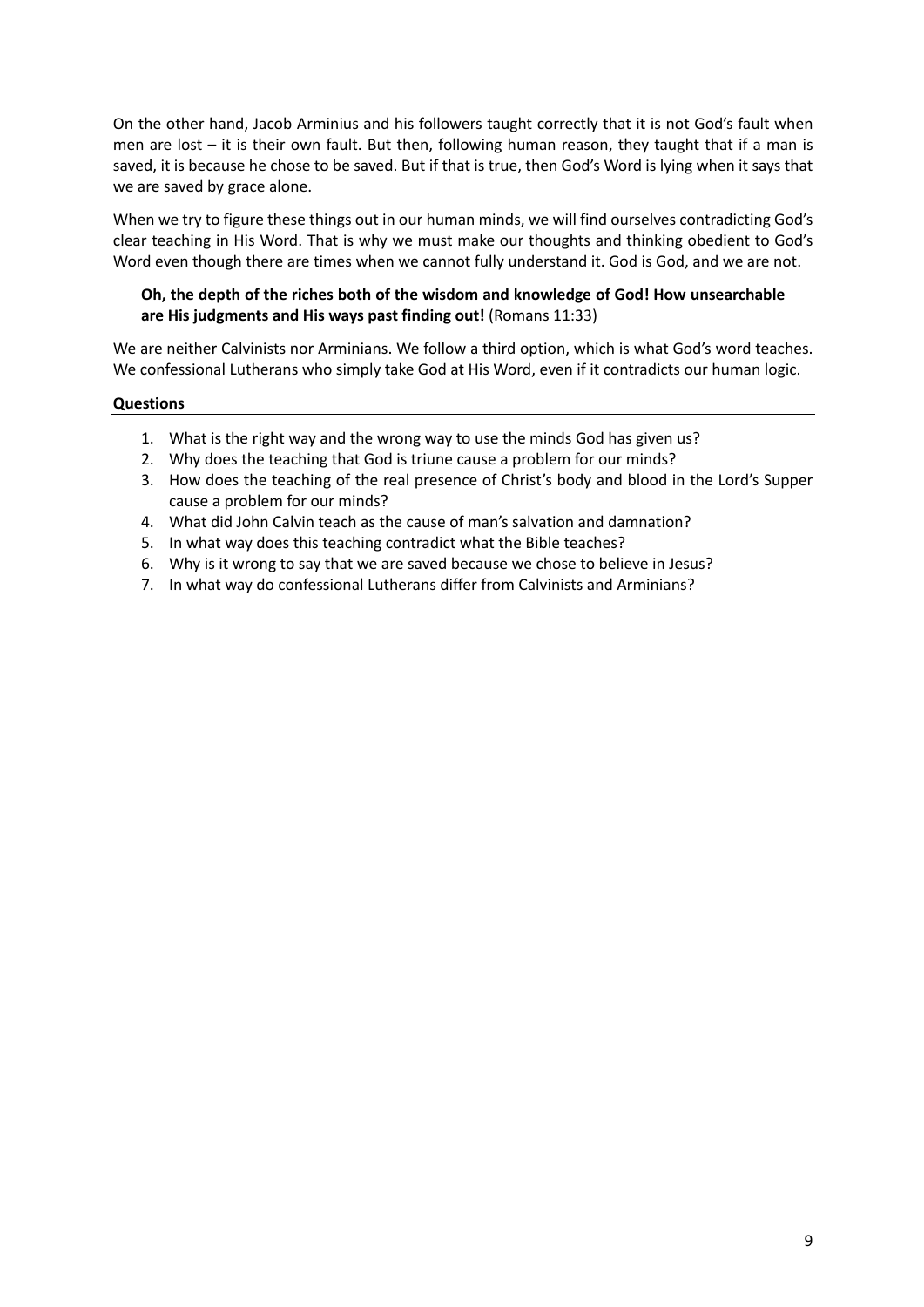On the other hand, Jacob Arminius and his followers taught correctly that it is not God's fault when men are lost – it is their own fault. But then, following human reason, they taught that if a man is saved, it is because he chose to be saved. But if that is true, then God's Word is lying when it says that we are saved by grace alone.

When we try to figure these things out in our human minds, we will find ourselves contradicting God's clear teaching in His Word. That is why we must make our thoughts and thinking obedient to God's Word even though there are times when we cannot fully understand it. God is God, and we are not.

> **Oh, the depth of the riches both of the wisdom and knowledge of God! How unsearchable are His judgments and His ways past finding out!** (Romans 11:33)

We are neither Calvinists nor Arminians. We follow a third option, which is what God's word teaches. We confessional Lutherans who simply take God at His Word, even if it contradicts our human logic.

**Questions**

1. What is the right way and the wrong way to use the minds God has given us?
2. Why does the teaching that God is triune cause a problem for our minds?
3. How does the teaching of the real presence of Christ's body and blood in the Lord's Supper cause a problem for our minds?
4. What did John Calvin teach as the cause of man's salvation and damnation?
5. In what way does this teaching contradict what the Bible teaches?
6. Why is it wrong to say that we are saved because we chose to believe in Jesus?
7. In what way do confessional Lutherans differ from Calvinists and Arminians?